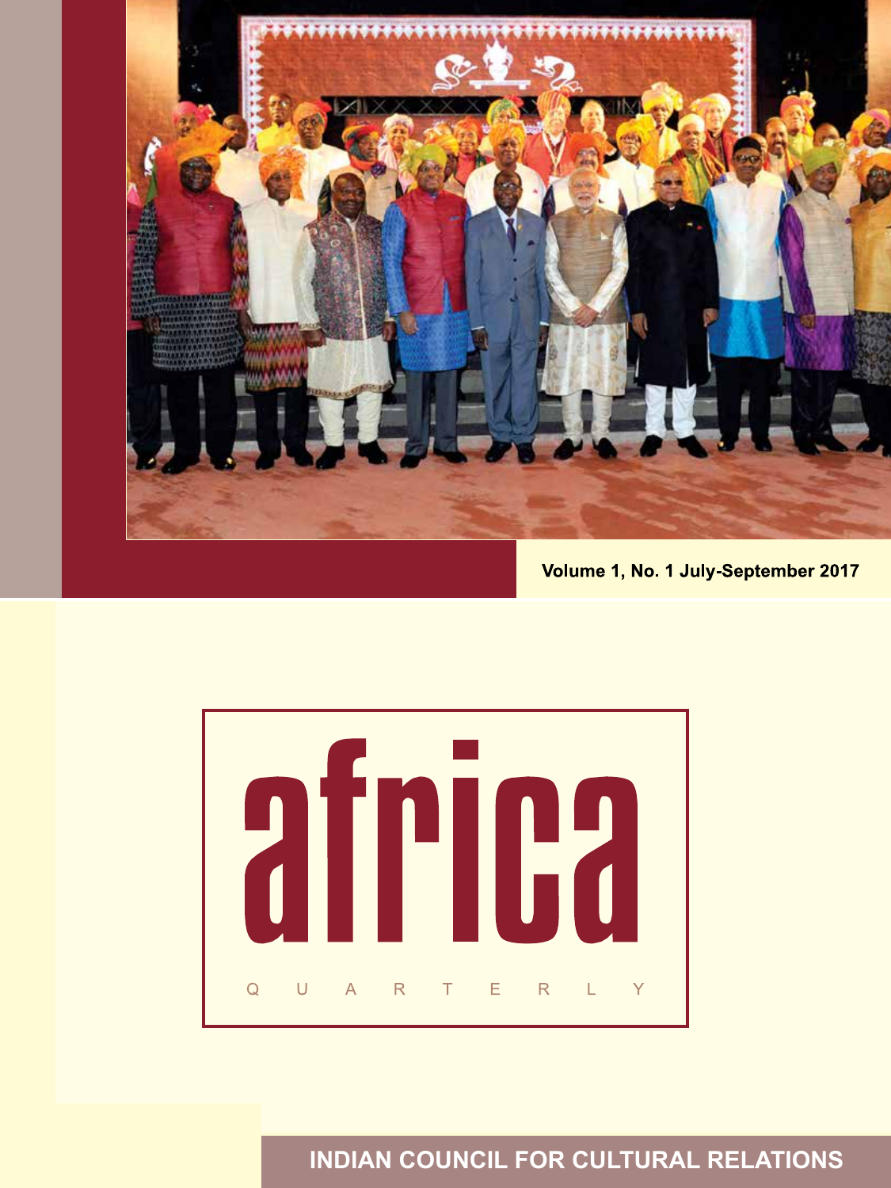Volume 1, No. 1 July-September 2017

# africa

QUARTERLY

INDIAN COUNCIL FOR CULTURAL RELATIONS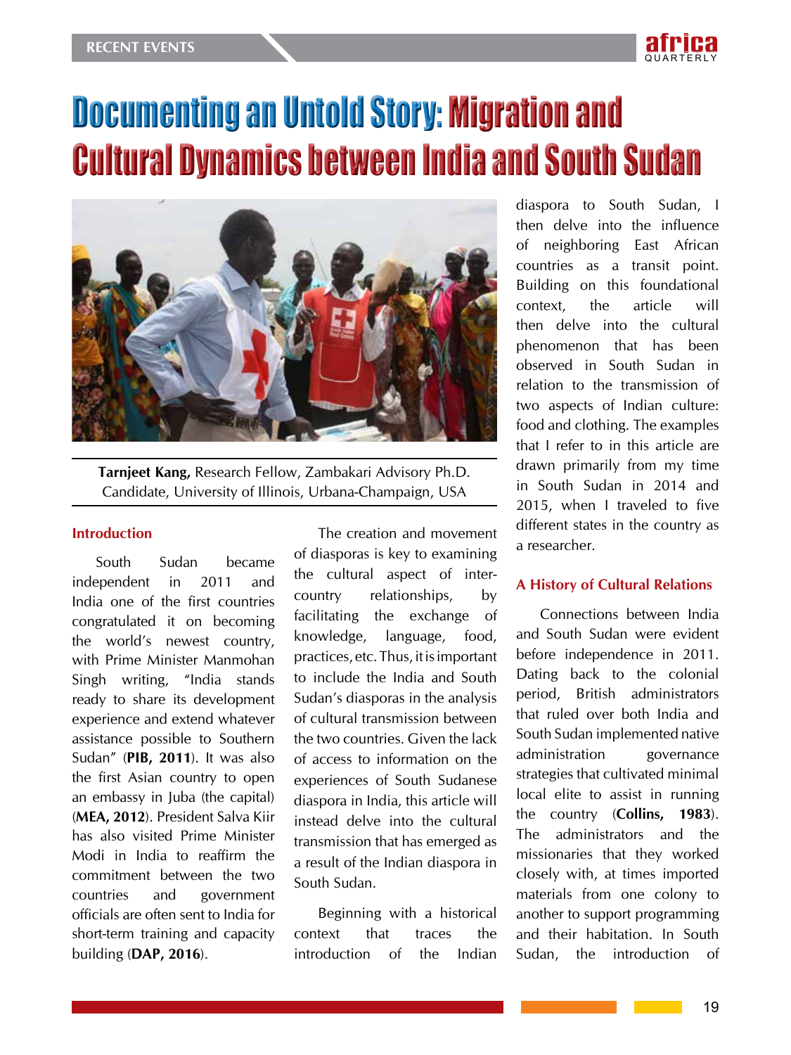# Documenting an Untold Story: Migration and Cultural Dynamics between India and South Sudan

**Tarnjeet Kang,** Research Fellow, Zambakari Advisory Ph.D. Candidate, University of Illinois, Urbana-Champaign, USA

## Introduction

South Sudan became independent in 2011 and India one of the first countries congratulated it on becoming the world's newest country, with Prime Minister Manmohan Singh writing, "India stands ready to share its development experience and extend whatever assistance possible to Southern Sudan" (**PIB, 2011**). It was also the first Asian country to open an embassy in Juba (the capital) (**MEA, 2012**). President Salva Kiir has also visited Prime Minister Modi in India to reaffirm the commitment between the two countries and government officials are often sent to India for short-term training and capacity building (**DAP, 2016**).

The creation and movement of diasporas is key to examining the cultural aspect of inter-country relationships, by facilitating the exchange of knowledge, language, food, practices, etc. Thus, it is important to include the India and South Sudan's diasporas in the analysis of cultural transmission between the two countries. Given the lack of access to information on the experiences of South Sudanese diaspora in India, this article will instead delve into the cultural transmission that has emerged as a result of the Indian diaspora in South Sudan.

Beginning with a historical context that traces the introduction of the Indian diaspora to South Sudan, I then delve into the influence of neighboring East African countries as a transit point. Building on this foundational context, the article will then delve into the cultural phenomenon that has been observed in South Sudan in relation to the transmission of two aspects of Indian culture: food and clothing. The examples that I refer to in this article are drawn primarily from my time in South Sudan in 2014 and 2015, when I traveled to five different states in the country as a researcher.

## A History of Cultural Relations

Connections between India and South Sudan were evident before independence in 2011. Dating back to the colonial period, British administrators that ruled over both India and South Sudan implemented native administration governance strategies that cultivated minimal local elite to assist in running the country (**Collins, 1983**). The administrators and the missionaries that they worked closely with, at times imported materials from one colony to another to support programming and their habitation. In South Sudan, the introduction of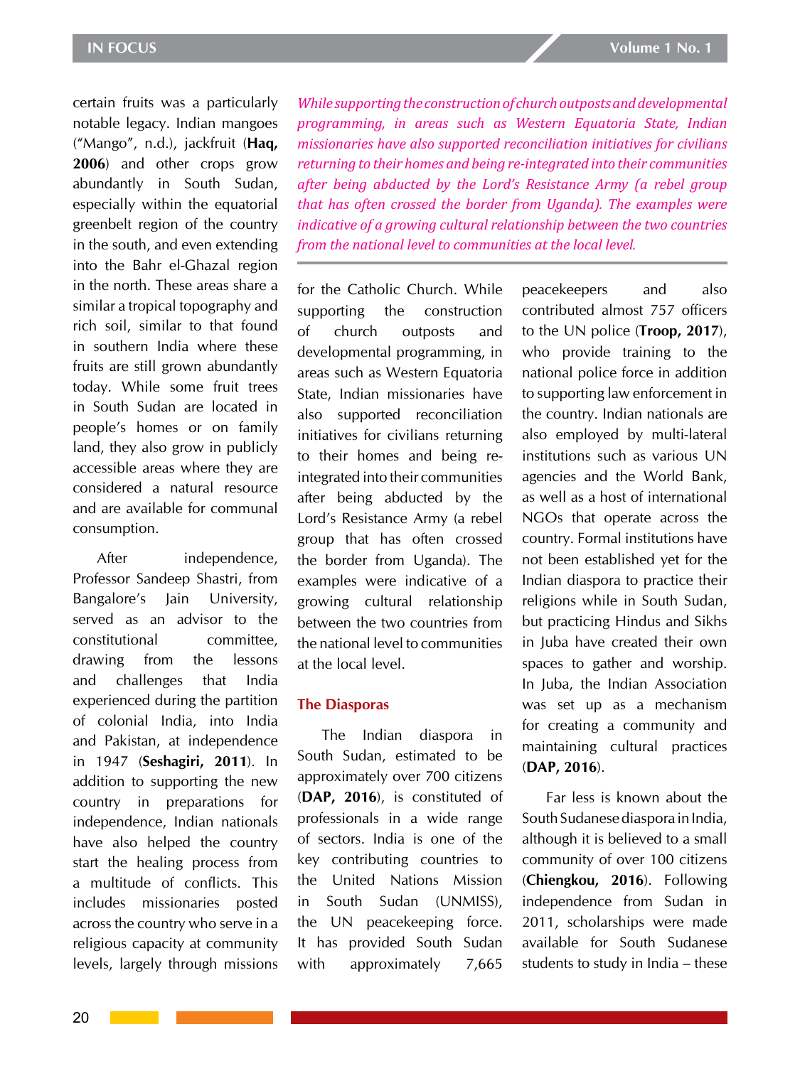certain fruits was a particularly notable legacy. Indian mangoes ("Mango", n.d.), jackfruit (**Haq, 2006**) and other crops grow abundantly in South Sudan, especially within the equatorial greenbelt region of the country in the south, and even extending into the Bahr el-Ghazal region in the north. These areas share a similar a tropical topography and rich soil, similar to that found in southern India where these fruits are still grown abundantly today. While some fruit trees in South Sudan are located in people's homes or on family land, they also grow in publicly accessible areas where they are considered a natural resource and are available for communal consumption.

After independence, Professor Sandeep Shastri, from Bangalore's Jain University, served as an advisor to the constitutional committee, drawing from the lessons and challenges that India experienced during the partition of colonial India, into India and Pakistan, at independence in 1947 (**Seshagiri, 2011**). In addition to supporting the new country in preparations for independence, Indian nationals have also helped the country start the healing process from a multitude of conflicts. This includes missionaries posted across the country who serve in a religious capacity at community levels, largely through missions for the Catholic Church. While supporting the construction of church outposts and developmental programming, in areas such as Western Equatoria State, Indian missionaries have also supported reconciliation initiatives for civilians returning to their homes and being re-integrated into their communities after being abducted by the Lord's Resistance Army (a rebel group that has often crossed the border from Uganda). The examples were indicative of a growing cultural relationship between the two countries from the national level to communities at the local level.

*While supporting the construction of church outposts and developmental programming, in areas such as Western Equatoria State, Indian missionaries have also supported reconciliation initiatives for civilians returning to their homes and being re-integrated into their communities after being abducted by the Lord's Resistance Army (a rebel group that has often crossed the border from Uganda). The examples were indicative of a growing cultural relationship between the two countries from the national level to communities at the local level.*

## The Diasporas

The Indian diaspora in South Sudan, estimated to be approximately over 700 citizens (**DAP, 2016**), is constituted of professionals in a wide range of sectors. India is one of the key contributing countries to the United Nations Mission in South Sudan (UNMISS), the UN peacekeeping force. It has provided South Sudan with approximately 7,665 peacekeepers and also contributed almost 757 officers to the UN police (**Troop, 2017**), who provide training to the national police force in addition to supporting law enforcement in the country. Indian nationals are also employed by multi-lateral institutions such as various UN agencies and the World Bank, as well as a host of international NGOs that operate across the country. Formal institutions have not been established yet for the Indian diaspora to practice their religions while in South Sudan, but practicing Hindus and Sikhs in Juba have created their own spaces to gather and worship. In Juba, the Indian Association was set up as a mechanism for creating a community and maintaining cultural practices (**DAP, 2016**).

Far less is known about the South Sudanese diaspora in India, although it is believed to a small community of over 100 citizens (**Chiengkou, 2016**). Following independence from Sudan in 2011, scholarships were made available for South Sudanese students to study in India – these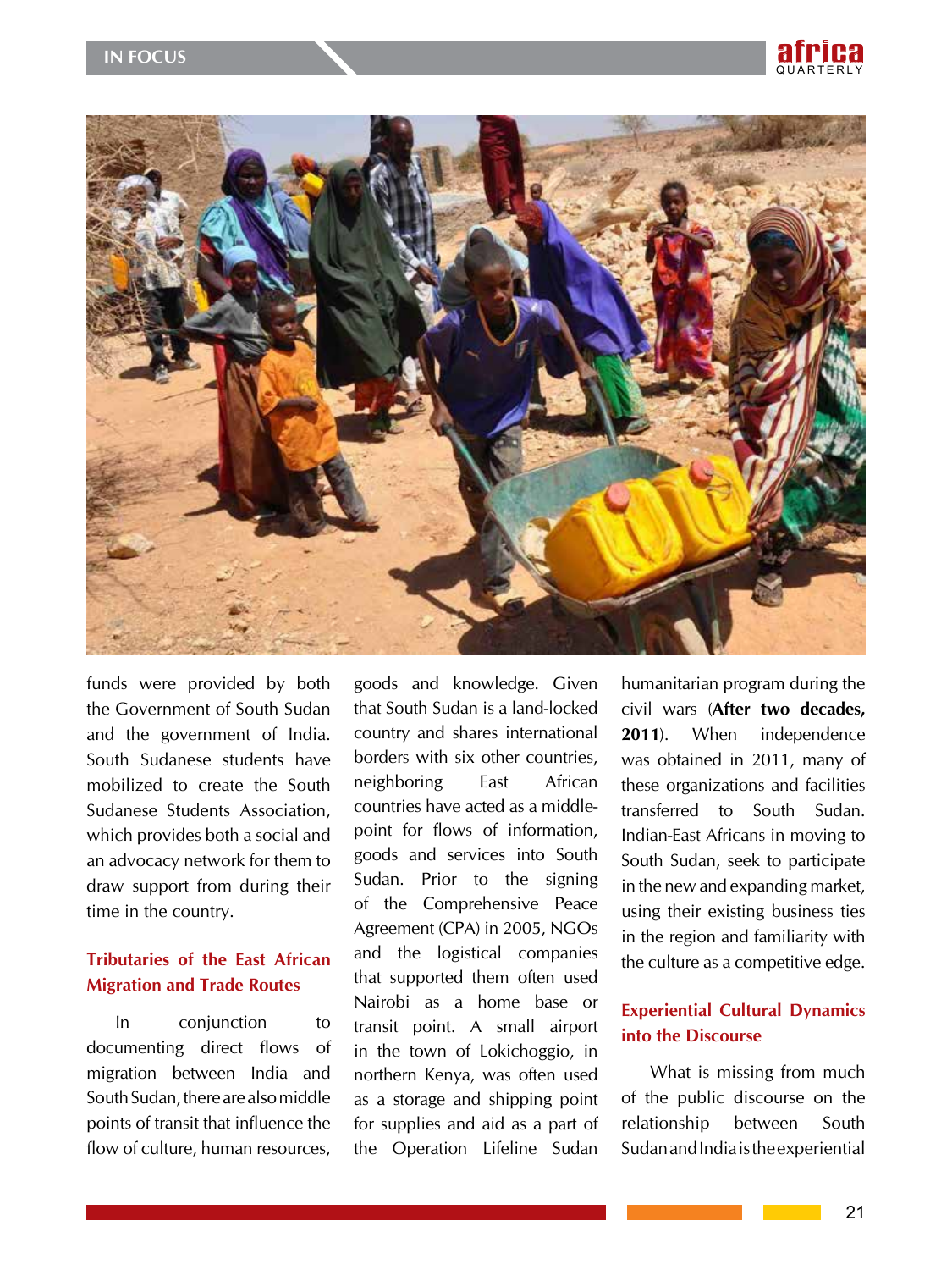funds were provided by both the Government of South Sudan and the government of India. South Sudanese students have mobilized to create the South Sudanese Students Association, which provides both a social and an advocacy network for them to draw support from during their time in the country.

## Tributaries of the East African Migration and Trade Routes

In conjunction to documenting direct flows of migration between India and South Sudan, there are also middle points of transit that influence the flow of culture, human resources, goods and knowledge. Given that South Sudan is a land-locked country and shares international borders with six other countries, neighboring East African countries have acted as a middle-point for flows of information, goods and services into South Sudan. Prior to the signing of the Comprehensive Peace Agreement (CPA) in 2005, NGOs and the logistical companies that supported them often used Nairobi as a home base or transit point. A small airport in the town of Lokichoggio, in northern Kenya, was often used as a storage and shipping point for supplies and aid as a part of the Operation Lifeline Sudan humanitarian program during the civil wars (**After two decades, 2011**). When independence was obtained in 2011, many of these organizations and facilities transferred to South Sudan. Indian-East Africans in moving to South Sudan, seek to participate in the new and expanding market, using their existing business ties in the region and familiarity with the culture as a competitive edge.

## Experiential Cultural Dynamics into the Discourse

What is missing from much of the public discourse on the relationship between South Sudan and India is the experiential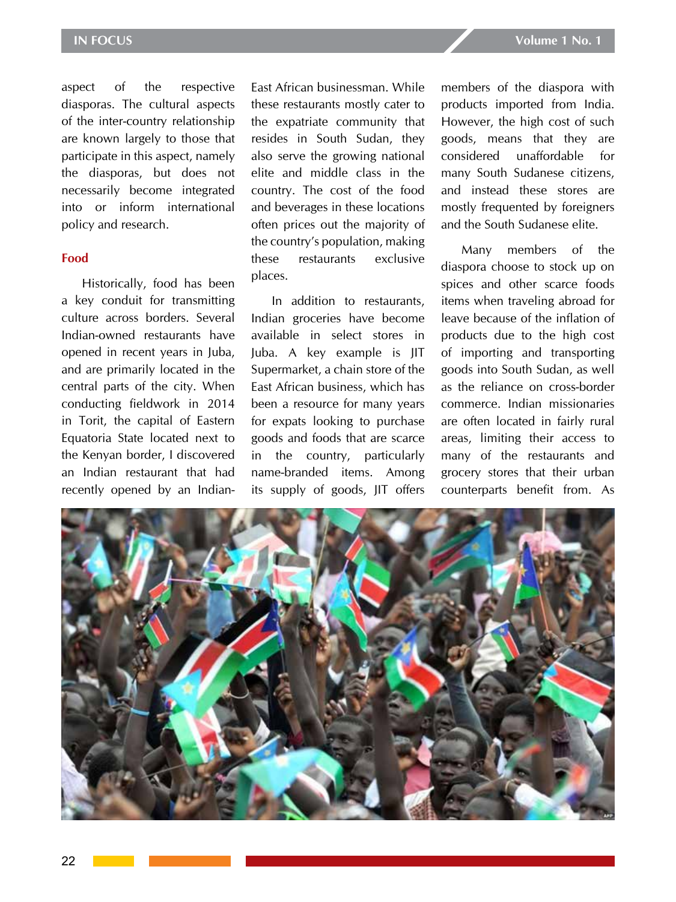aspect of the respective diasporas. The cultural aspects of the inter-country relationship are known largely to those that participate in this aspect, namely the diasporas, but does not necessarily become integrated into or inform international policy and research.

## Food

Historically, food has been a key conduit for transmitting culture across borders. Several Indian-owned restaurants have opened in recent years in Juba, and are primarily located in the central parts of the city. When conducting fieldwork in 2014 in Torit, the capital of Eastern Equatoria State located next to the Kenyan border, I discovered an Indian restaurant that had recently opened by an Indian-East African businessman. While these restaurants mostly cater to the expatriate community that resides in South Sudan, they also serve the growing national elite and middle class in the country. The cost of the food and beverages in these locations often prices out the majority of the country's population, making these restaurants exclusive places.

In addition to restaurants, Indian groceries have become available in select stores in Juba. A key example is JIT Supermarket, a chain store of the East African business, which has been a resource for many years for expats looking to purchase goods and foods that are scarce in the country, particularly name-branded items. Among its supply of goods, JIT offers members of the diaspora with products imported from India. However, the high cost of such goods, means that they are considered unaffordable for many South Sudanese citizens, and instead these stores are mostly frequented by foreigners and the South Sudanese elite.

Many members of the diaspora choose to stock up on spices and other scarce foods items when traveling abroad for leave because of the inflation of products due to the high cost of importing and transporting goods into South Sudan, as well as the reliance on cross-border commerce. Indian missionaries are often located in fairly rural areas, limiting their access to many of the restaurants and grocery stores that their urban counterparts benefit from. As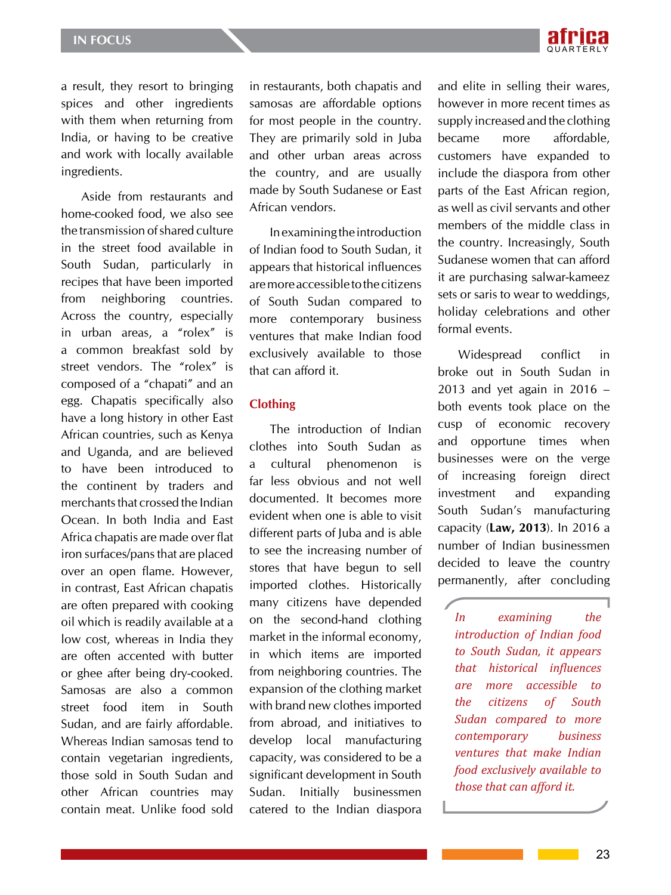a result, they resort to bringing spices and other ingredients with them when returning from India, or having to be creative and work with locally available ingredients.

Aside from restaurants and home-cooked food, we also see the transmission of shared culture in the street food available in South Sudan, particularly in recipes that have been imported from neighboring countries. Across the country, especially in urban areas, a "rolex" is a common breakfast sold by street vendors. The "rolex" is composed of a "chapati" and an egg. Chapatis specifically also have a long history in other East African countries, such as Kenya and Uganda, and are believed to have been introduced to the continent by traders and merchants that crossed the Indian Ocean. In both India and East Africa chapatis are made over flat iron surfaces/pans that are placed over an open flame. However, in contrast, East African chapatis are often prepared with cooking oil which is readily available at a low cost, whereas in India they are often accented with butter or ghee after being dry-cooked. Samosas are also a common street food item in South Sudan, and are fairly affordable. Whereas Indian samosas tend to contain vegetarian ingredients, those sold in South Sudan and other African countries may contain meat. Unlike food sold in restaurants, both chapatis and samosas are affordable options for most people in the country. They are primarily sold in Juba and other urban areas across the country, and are usually made by South Sudanese or East African vendors.

In examining the introduction of Indian food to South Sudan, it appears that historical influences are more accessible to the citizens of South Sudan compared to more contemporary business ventures that make Indian food exclusively available to those that can afford it.

## Clothing

The introduction of Indian clothes into South Sudan as a cultural phenomenon is far less obvious and not well documented. It becomes more evident when one is able to visit different parts of Juba and is able to see the increasing number of stores that have begun to sell imported clothes. Historically many citizens have depended on the second-hand clothing market in the informal economy, in which items are imported from neighboring countries. The expansion of the clothing market with brand new clothes imported from abroad, and initiatives to develop local manufacturing capacity, was considered to be a significant development in South Sudan. Initially businessmen catered to the Indian diaspora and elite in selling their wares, however in more recent times as supply increased and the clothing became more affordable, customers have expanded to include the diaspora from other parts of the East African region, as well as civil servants and other members of the middle class in the country. Increasingly, South Sudanese women that can afford it are purchasing salwar-kameez sets or saris to wear to weddings, holiday celebrations and other formal events.

Widespread conflict in broke out in South Sudan in 2013 and yet again in 2016 – both events took place on the cusp of economic recovery and opportune times when businesses were on the verge of increasing foreign direct investment and expanding South Sudan's manufacturing capacity (**Law, 2013**). In 2016 a number of Indian businessmen decided to leave the country permanently, after concluding

> *In examining the introduction of Indian food to South Sudan, it appears that historical influences are more accessible to the citizens of South Sudan compared to more contemporary business ventures that make Indian food exclusively available to those that can afford it.*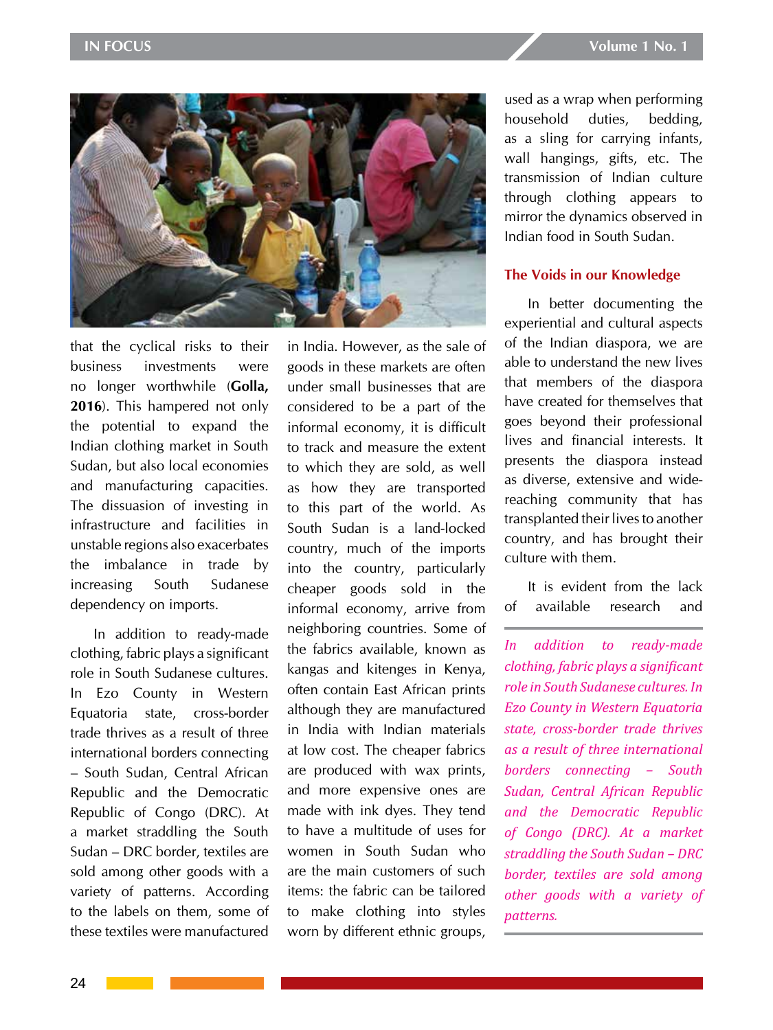that the cyclical risks to their business investments were no longer worthwhile (**Golla, 2016**). This hampered not only the potential to expand the Indian clothing market in South Sudan, but also local economies and manufacturing capacities. The dissuasion of investing in infrastructure and facilities in unstable regions also exacerbates the imbalance in trade by increasing South Sudanese dependency on imports.

In addition to ready-made clothing, fabric plays a significant role in South Sudanese cultures. In Ezo County in Western Equatoria state, cross-border trade thrives as a result of three international borders connecting – South Sudan, Central African Republic and the Democratic Republic of Congo (DRC). At a market straddling the South Sudan – DRC border, textiles are sold among other goods with a variety of patterns. According to the labels on them, some of these textiles were manufactured in India. However, as the sale of goods in these markets are often under small businesses that are considered to be a part of the informal economy, it is difficult to track and measure the extent to which they are sold, as well as how they are transported to this part of the world. As South Sudan is a land-locked country, much of the imports into the country, particularly cheaper goods sold in the informal economy, arrive from neighboring countries. Some of the fabrics available, known as kangas and kitenges in Kenya, often contain East African prints although they are manufactured in India with Indian materials at low cost. The cheaper fabrics are produced with wax prints, and more expensive ones are made with ink dyes. They tend to have a multitude of uses for women in South Sudan who are the main customers of such items: the fabric can be tailored to make clothing into styles worn by different ethnic groups, used as a wrap when performing household duties, bedding, as a sling for carrying infants, wall hangings, gifts, etc. The transmission of Indian culture through clothing appears to mirror the dynamics observed in Indian food in South Sudan.

## The Voids in our Knowledge

In better documenting the experiential and cultural aspects of the Indian diaspora, we are able to understand the new lives that members of the diaspora have created for themselves that goes beyond their professional lives and financial interests. It presents the diaspora instead as diverse, extensive and wide-reaching community that has transplanted their lives to another country, and has brought their culture with them.

It is evident from the lack of available research and

*In addition to ready-made clothing, fabric plays a significant role in South Sudanese cultures. In Ezo County in Western Equatoria state, cross-border trade thrives as a result of three international borders connecting – South Sudan, Central African Republic and the Democratic Republic of Congo (DRC). At a market straddling the South Sudan – DRC border, textiles are sold among other goods with a variety of patterns.*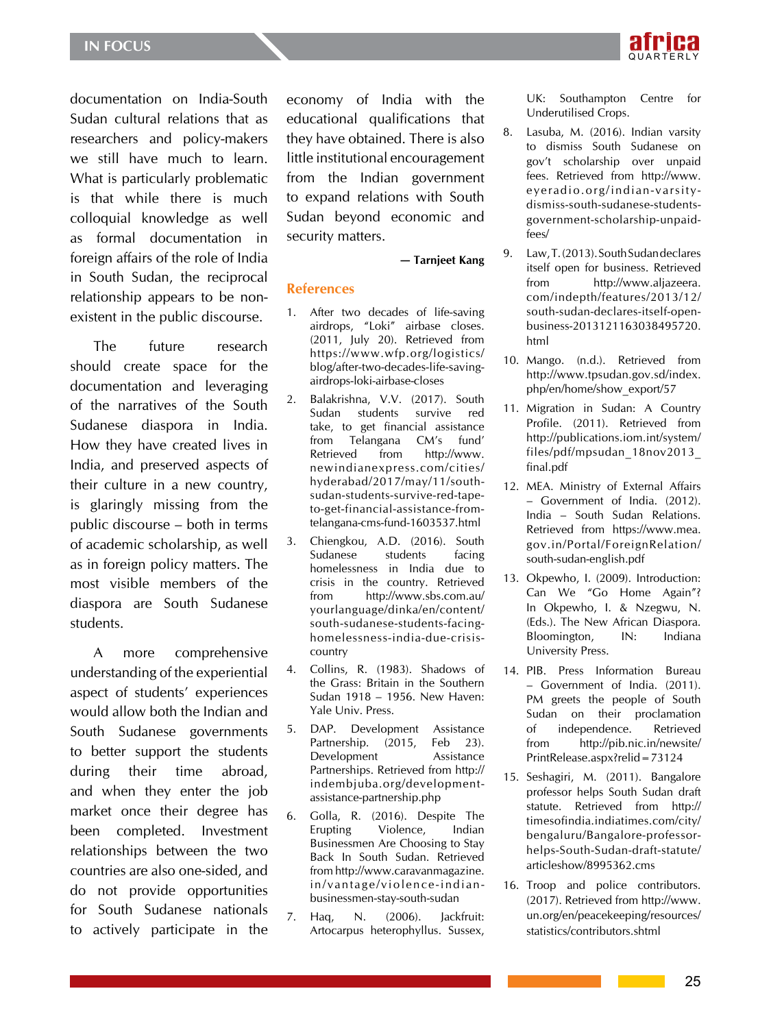documentation on India-South Sudan cultural relations that as researchers and policy-makers we still have much to learn. What is particularly problematic is that while there is much colloquial knowledge as well as formal documentation in foreign affairs of the role of India in South Sudan, the reciprocal relationship appears to be non-existent in the public discourse.

The future research should create space for the documentation and leveraging of the narratives of the South Sudanese diaspora in India. How they have created lives in India, and preserved aspects of their culture in a new country, is glaringly missing from the public discourse – both in terms of academic scholarship, as well as in foreign policy matters. The most visible members of the diaspora are South Sudanese students.

A more comprehensive understanding of the experiential aspect of students' experiences would allow both the Indian and South Sudanese governments to better support the students during their time abroad, and when they enter the job market once their degree has been completed. Investment relationships between the two countries are also one-sided, and do not provide opportunities for South Sudanese nationals to actively participate in the economy of India with the educational qualifications that they have obtained. There is also little institutional encouragement from the Indian government to expand relations with South Sudan beyond economic and security matters.

**— Tarnjeet Kang**

## References

1. After two decades of life-saving airdrops, "Loki" airbase closes. (2011, July 20). Retrieved from https://www.wfp.org/logistics/blog/after-two-decades-life-saving-airdrops-loki-airbase-closes
2. Balakrishna, V.V. (2017). South Sudan students survive red take, to get financial assistance from Telangana CM's fund' Retrieved from http://www.newindianexpress.com/cities/hyderabad/2017/may/11/south-sudan-students-survive-red-tape-to-get-financial-assistance-from-telangana-cms-fund-1603537.html
3. Chiengkou, A.D. (2016). South Sudanese students facing homelessness in India due to crisis in the country. Retrieved from http://www.sbs.com.au/yourlanguage/dinka/en/content/south-sudanese-students-facing-homelessness-india-due-crisis-country
4. Collins, R. (1983). Shadows of the Grass: Britain in the Southern Sudan 1918 – 1956. New Haven: Yale Univ. Press.
5. DAP. Development Assistance Partnership. (2015, Feb 23). Development Assistance Partnerships. Retrieved from http://indembjuba.org/development-assistance-partnership.php
6. Golla, R. (2016). Despite The Erupting Violence, Indian Businessmen Are Choosing to Stay Back In South Sudan. Retrieved from http://www.caravanmagazine.in/vantage/violence-indian-businessmen-stay-south-sudan
7. Haq, N. (2006). Jackfruit: Artocarpus heterophyllus. Sussex, UK: Southampton Centre for Underutilised Crops.
8. Lasuba, M. (2016). Indian varsity to dismiss South Sudanese on gov't scholarship over unpaid fees. Retrieved from http://www.eyeradio.org/indian-varsity-dismiss-south-sudanese-students-government-scholarship-unpaid-fees/
9. Law, T. (2013). South Sudan declares itself open for business. Retrieved from http://www.aljazeera.com/indepth/features/2013/12/south-sudan-declares-itself-open-business-2013121163038495720.html
10. Mango. (n.d.). Retrieved from http://www.tpsudan.gov.sd/index.php/en/home/show_export/57
11. Migration in Sudan: A Country Profile. (2011). Retrieved from http://publications.iom.int/system/files/pdf/mpsudan_18nov2013_final.pdf
12. MEA. Ministry of External Affairs – Government of India. (2012). India – South Sudan Relations. Retrieved from https://www.mea.gov.in/Portal/ForeignRelation/south-sudan-english.pdf
13. Okpewho, I. (2009). Introduction: Can We "Go Home Again"? In Okpewho, I. & Nzegwu, N. (Eds.). The New African Diaspora. Bloomington, IN: Indiana University Press.
14. PIB. Press Information Bureau – Government of India. (2011). PM greets the people of South Sudan on their proclamation of independence. Retrieved from http://pib.nic.in/newsite/PrintRelease.aspx?relid=73124
15. Seshagiri, M. (2011). Bangalore professor helps South Sudan draft statute. Retrieved from http://timesofindia.indiatimes.com/city/bengaluru/Bangalore-professor-helps-South-Sudan-draft-statute/articleshow/8995362.cms
16. Troop and police contributors. (2017). Retrieved from http://www.un.org/en/peacekeeping/resources/statistics/contributors.shtml